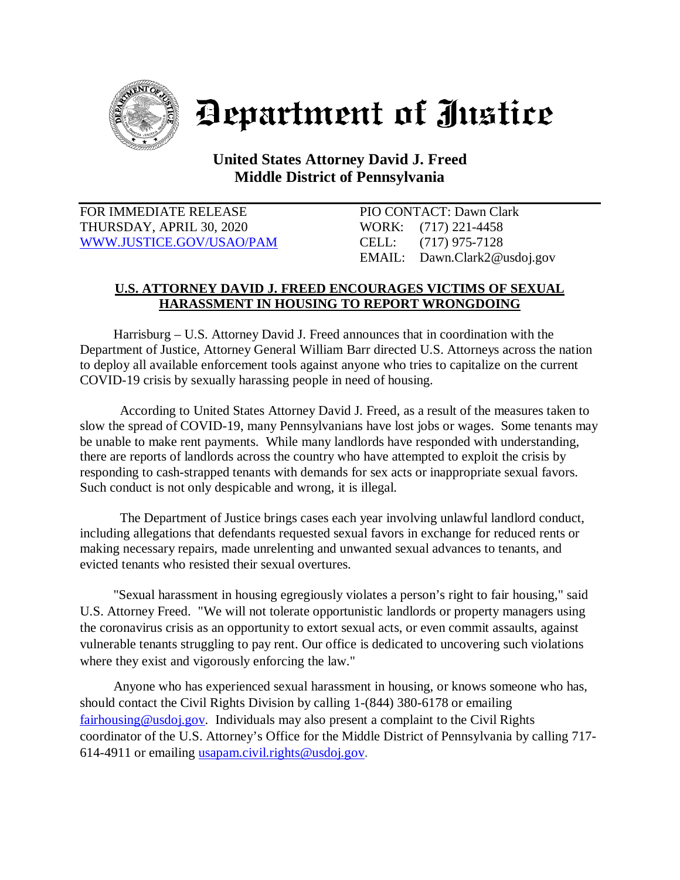# Department of Justice

**United States Attorney David J. Freed**
**Middle District of Pennsylvania**

FOR IMMEDIATE RELEASE
THURSDAY, APRIL 30, 2020
[WWW.JUSTICE.GOV/USAO/PAM](http://WWW.JUSTICE.GOV/USAO/PAM)

PIO CONTACT: Dawn Clark
WORK: (717) 221-4458
CELL: (717) 975-7128
EMAIL: Dawn.Clark2@usdoj.gov

## U.S. ATTORNEY DAVID J. FREED ENCOURAGES VICTIMS OF SEXUAL HARASSMENT IN HOUSING TO REPORT WRONGDOING

Harrisburg – U.S. Attorney David J. Freed announces that in coordination with the Department of Justice, Attorney General William Barr directed U.S. Attorneys across the nation to deploy all available enforcement tools against anyone who tries to capitalize on the current COVID-19 crisis by sexually harassing people in need of housing.

According to United States Attorney David J. Freed, as a result of the measures taken to slow the spread of COVID-19, many Pennsylvanians have lost jobs or wages. Some tenants may be unable to make rent payments. While many landlords have responded with understanding, there are reports of landlords across the country who have attempted to exploit the crisis by responding to cash-strapped tenants with demands for sex acts or inappropriate sexual favors. Such conduct is not only despicable and wrong, it is illegal.

The Department of Justice brings cases each year involving unlawful landlord conduct, including allegations that defendants requested sexual favors in exchange for reduced rents or making necessary repairs, made unrelenting and unwanted sexual advances to tenants, and evicted tenants who resisted their sexual overtures.

"Sexual harassment in housing egregiously violates a person's right to fair housing," said U.S. Attorney Freed. "We will not tolerate opportunistic landlords or property managers using the coronavirus crisis as an opportunity to extort sexual acts, or even commit assaults, against vulnerable tenants struggling to pay rent. Our office is dedicated to uncovering such violations where they exist and vigorously enforcing the law."

Anyone who has experienced sexual harassment in housing, or knows someone who has, should contact the Civil Rights Division by calling 1-(844) 380-6178 or emailing [fairhousing@usdoj.gov](mailto:fairhousing@usdoj.gov). Individuals may also present a complaint to the Civil Rights coordinator of the U.S. Attorney's Office for the Middle District of Pennsylvania by calling 717-614-4911 or emailing [usapam.civil.rights@usdoj.gov](mailto:usapam.civil.rights@usdoj.gov).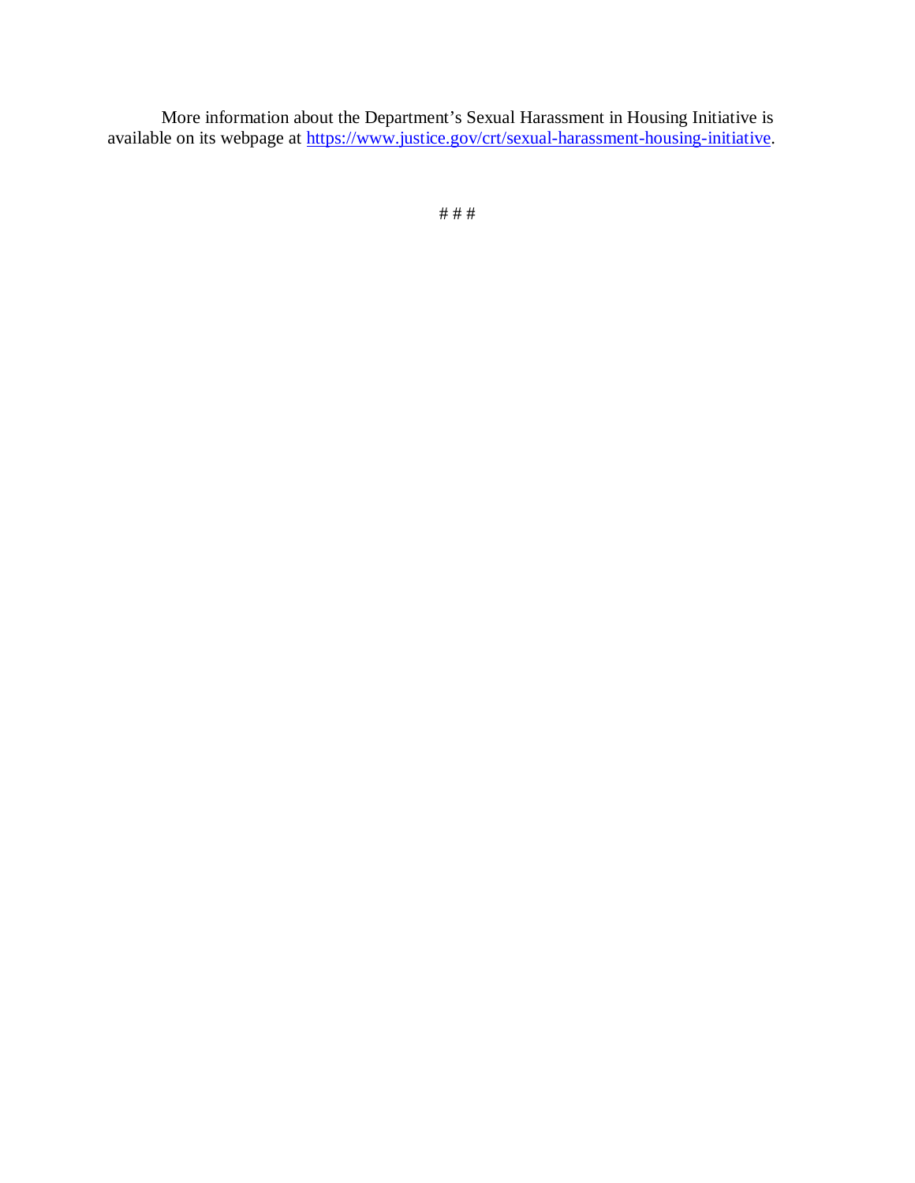More information about the Department's Sexual Harassment in Housing Initiative is available on its webpage at [https://www.justice.gov/crt/sexual-harassment-housing-initiative](https://www.justice.gov/crt/sexual-harassment-housing-initiative).

# # #